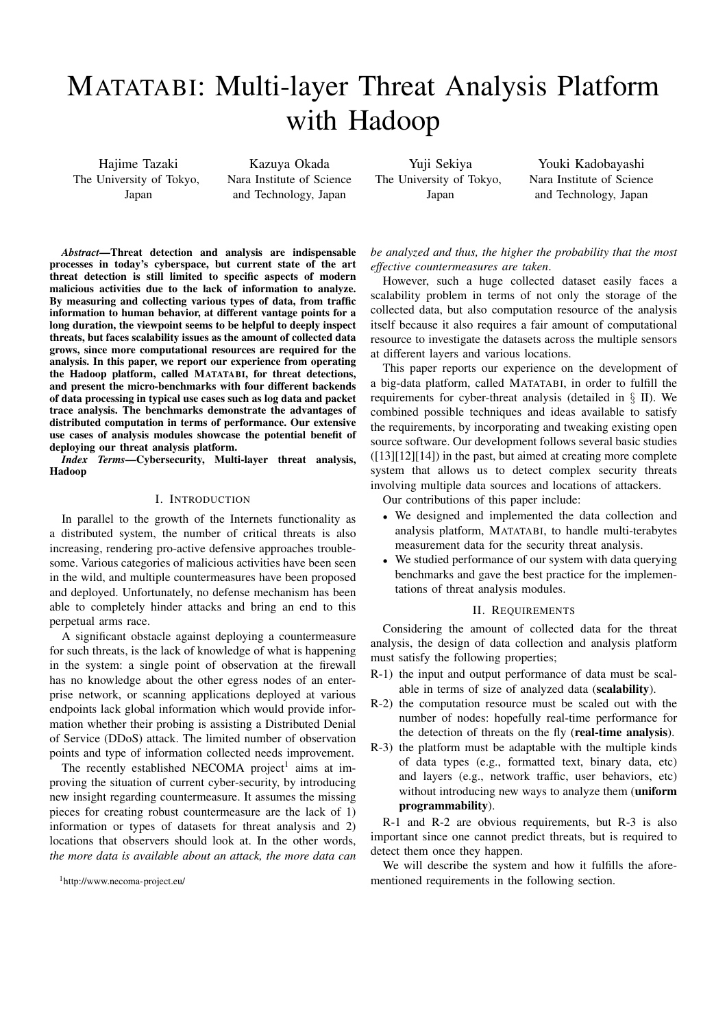# MATATABI: Multi-layer Threat Analysis Platform with Hadoop

Hajime Tazaki
The University of Tokyo, Japan

Kazuya Okada
Nara Institute of Science and Technology, Japan

Yuji Sekiya
The University of Tokyo, Japan

Youki Kadobayashi
Nara Institute of Science and Technology, Japan

***Abstract*—Threat detection and analysis are indispensable processes in today's cyberspace, but current state of the art threat detection is still limited to specific aspects of modern malicious activities due to the lack of information to analyze. By measuring and collecting various types of data, from traffic information to human behavior, at different vantage points for a long duration, the viewpoint seems to be helpful to deeply inspect threats, but faces scalability issues as the amount of collected data grows, since more computational resources are required for the analysis. In this paper, we report our experience from operating the Hadoop platform, called MATATABI, for threat detections, and present the micro-benchmarks with four different backends of data processing in typical use cases such as log data and packet trace analysis. The benchmarks demonstrate the advantages of distributed computation in terms of performance. Our extensive use cases of analysis modules showcase the potential benefit of deploying our threat analysis platform.**

***Index Terms*—Cybersecurity, Multi-layer threat analysis, Hadoop**

## I. Introduction

In parallel to the growth of the Internets functionality as a distributed system, the number of critical threats is also increasing, rendering pro-active defensive approaches troublesome. Various categories of malicious activities have been seen in the wild, and multiple countermeasures have been proposed and deployed. Unfortunately, no defense mechanism has been able to completely hinder attacks and bring an end to this perpetual arms race.

A significant obstacle against deploying a countermeasure for such threats, is the lack of knowledge of what is happening in the system: a single point of observation at the firewall has no knowledge about the other egress nodes of an enterprise network, or scanning applications deployed at various endpoints lack global information which would provide information whether their probing is assisting a Distributed Denial of Service (DDoS) attack. The limited number of observation points and type of information collected needs improvement.

The recently established NECOMA project[1] aims at improving the situation of current cyber-security, by introducing new insight regarding countermeasure. It assumes the missing pieces for creating robust countermeasure are the lack of 1) information or types of datasets for threat analysis and 2) locations that observers should look at. In the other words, *the more data is available about an attack, the more data can be analyzed and thus, the higher the probability that the most effective countermeasures are taken*.

However, such a huge collected dataset easily faces a scalability problem in terms of not only the storage of the collected data, but also computation resource of the analysis itself because it also requires a fair amount of computational resource to investigate the datasets across the multiple sensors at different layers and various locations.

This paper reports our experience on the development of a big-data platform, called MATATABI, in order to fulfill the requirements for cyber-threat analysis (detailed in § II). We combined possible techniques and ideas available to satisfy the requirements, by incorporating and tweaking existing open source software. Our development follows several basic studies ([13][12][14]) in the past, but aimed at creating more complete system that allows us to detect complex security threats involving multiple data sources and locations of attackers.

Our contributions of this paper include:

- We designed and implemented the data collection and analysis platform, MATATABI, to handle multi-terabytes measurement data for the security threat analysis.
- We studied performance of our system with data querying benchmarks and gave the best practice for the implementations of threat analysis modules.

## II. Requirements

Considering the amount of collected data for the threat analysis, the design of data collection and analysis platform must satisfy the following properties;

R-1) the input and output performance of data must be scalable in terms of size of analyzed data (**scalability**).

R-2) the computation resource must be scaled out with the number of nodes: hopefully real-time performance for the detection of threats on the fly (**real-time analysis**).

R-3) the platform must be adaptable with the multiple kinds of data types (e.g., formatted text, binary data, etc) and layers (e.g., network traffic, user behaviors, etc) without introducing new ways to analyze them (**uniform programmability**).

R-1 and R-2 are obvious requirements, but R-3 is also important since one cannot predict threats, but is required to detect them once they happen.

We will describe the system and how it fulfills the aforementioned requirements in the following section.

[1] http://www.necoma-project.eu/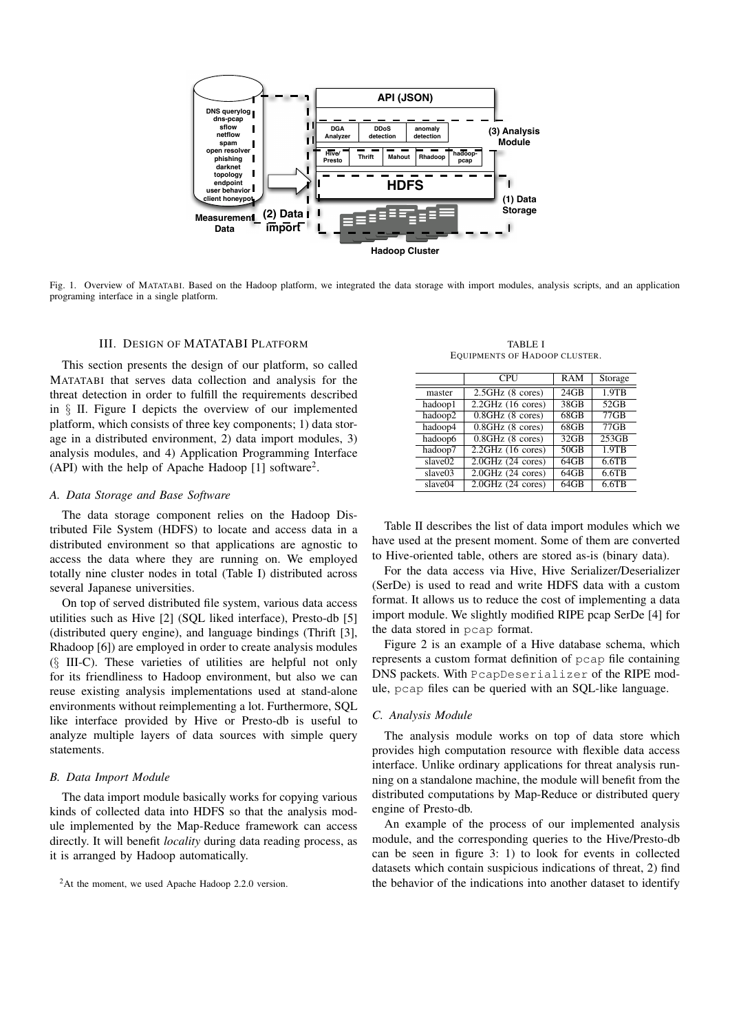Fig. 1. Overview of MATATABI. Based on the Hadoop platform, we integrated the data storage with import modules, analysis scripts, and an application programing interface in a single platform.

## III. Design of MATATABI Platform

This section presents the design of our platform, so called MATATABI that serves data collection and analysis for the threat detection in order to fulfill the requirements described in § II. Figure I depicts the overview of our implemented platform, which consists of three key components; 1) data storage in a distributed environment, 2) data import modules, 3) analysis modules, and 4) Application Programming Interface (API) with the help of Apache Hadoop [1] software[2].

### A. Data Storage and Base Software

The data storage component relies on the Hadoop Distributed File System (HDFS) to locate and access data in a distributed environment so that applications are agnostic to access the data where they are running on. We employed totally nine cluster nodes in total (Table I) distributed across several Japanese universities.

On top of served distributed file system, various data access utilities such as Hive [2] (SQL liked interface), Presto-db [5] (distributed query engine), and language bindings (Thrift [3], Rhadoop [6]) are employed in order to create analysis modules (§ III-C). These varieties of utilities are helpful not only for its friendliness to Hadoop environment, but also we can reuse existing analysis implementations used at stand-alone environments without reimplementing a lot. Furthermore, SQL like interface provided by Hive or Presto-db is useful to analyze multiple layers of data sources with simple query statements.

### B. Data Import Module

The data import module basically works for copying various kinds of collected data into HDFS so that the analysis module implemented by the Map-Reduce framework can access directly. It will benefit *locality* during data reading process, as it is arranged by Hadoop automatically.

[2] At the moment, we used Apache Hadoop 2.2.0 version.

TABLE I
EQUIPMENTS OF HADOOP CLUSTER.

| | CPU | RAM | Storage |
|---|---|---|---|
| master | 2.5GHz (8 cores) | 24GB | 1.9TB |
| hadoop1 | 2.2GHz (16 cores) | 38GB | 52GB |
| hadoop2 | 0.8GHz (8 cores) | 68GB | 77GB |
| hadoop4 | 0.8GHz (8 cores) | 68GB | 77GB |
| hadoop6 | 0.8GHz (8 cores) | 32GB | 253GB |
| hadoop7 | 2.2GHz (16 cores) | 50GB | 1.9TB |
| slave02 | 2.0GHz (24 cores) | 64GB | 6.6TB |
| slave03 | 2.0GHz (24 cores) | 64GB | 6.6TB |
| slave04 | 2.0GHz (24 cores) | 64GB | 6.6TB |

Table II describes the list of data import modules which we have used at the present moment. Some of them are converted to Hive-oriented table, others are stored as-is (binary data).

For the data access via Hive, Hive Serializer/Deserializer (SerDe) is used to read and write HDFS data with a custom format. It allows us to reduce the cost of implementing a data import module. We slightly modified RIPE pcap SerDe [4] for the data stored in `pcap` format.

Figure 2 is an example of a Hive database schema, which represents a custom format definition of `pcap` file containing DNS packets. With `PcapDeserializer` of the RIPE module, `pcap` files can be queried with an SQL-like language.

### C. Analysis Module

The analysis module works on top of data store which provides high computation resource with flexible data access interface. Unlike ordinary applications for threat analysis running on a standalone machine, the module will benefit from the distributed computations by Map-Reduce or distributed query engine of Presto-db.

An example of the process of our implemented analysis module, and the corresponding queries to the Hive/Presto-db can be seen in figure 3: 1) to look for events in collected datasets which contain suspicious indications of threat, 2) find the behavior of the indications into another dataset to identify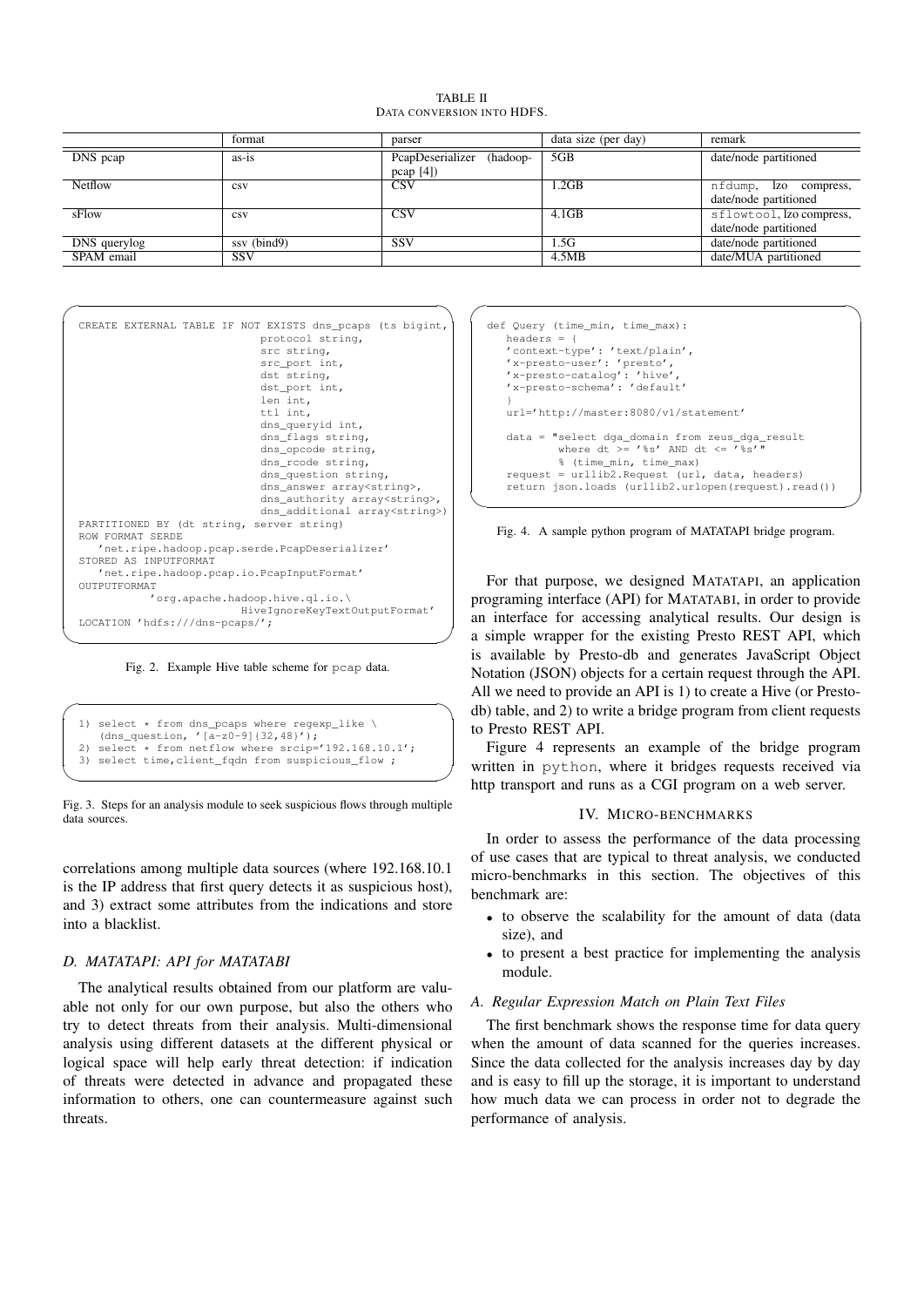TABLE II
DATA CONVERSION INTO HDFS.

| | format | parser | data size (per day) | remark |
|---|---|---|---|---|
| DNS pcap | as-is | PcapDeserializer (hadoop-pcap [4]) | 5GB | date/node partitioned |
| Netflow | csv | CSV | 1.2GB | nfdump, lzo compress, date/node partitioned |
| sFlow | csv | CSV | 4.1GB | sflowtool, lzo compress, date/node partitioned |
| DNS querylog | ssv (bind9) | SSV | 1.5G | date/node partitioned |
| SPAM email | SSV | | 4.5MB | date/MUA partitioned |

```
CREATE EXTERNAL TABLE IF NOT EXISTS dns_pcaps (ts bigint,
                              protocol string,
                              src string,
                              src_port int,
                              dst string,
                              dst_port int,
                              len int,
                              ttl int,
                              dns_queryid int,
                              dns_flags string,
                              dns_opcode string,
                              dns_rcode string,
                              dns_question string,
                              dns_answer array<string>,
                              dns_authority array<string>,
                              dns_additional array<string>)
PARTITIONED BY (dt string, server string)
ROW FORMAT SERDE
   'net.ripe.hadoop.pcap.serde.PcapDeserializer'
STORED AS INPUTFORMAT
   'net.ripe.hadoop.pcap.io.PcapInputFormat'
OUTPUTFORMAT
         'org.apache.hadoop.hive.ql.io.\
                        HiveIgnoreKeyTextOutputFormat'
LOCATION 'hdfs:///dns-pcaps/';
```

Fig. 2. Example Hive table scheme for pcap data.

```
1) select * from dns_pcaps where regexp_like \
   (dns_question, '[a-z0-9]{32,48}');
2) select * from netflow where srcip='192.168.10.1';
3) select time,client_fqdn from suspicious_flow ;
```

Fig. 3. Steps for an analysis module to seek suspicious flows through multiple data sources.

correlations among multiple data sources (where 192.168.10.1 is the IP address that first query detects it as suspicious host), and 3) extract some attributes from the indications and store into a blacklist.

### D. MATATAPI: API for MATATABI

The analytical results obtained from our platform are valuable not only for our own purpose, but also the others who try to detect threats from their analysis. Multi-dimensional analysis using different datasets at the different physical or logical space will help early threat detection: if indication of threats were detected in advance and propagated these information to others, one can countermeasure against such threats.

```
def Query (time_min, time_max):
   headers = {
   'context-type': 'text/plain',
   'x-presto-user': 'presto',
   'x-presto-catalog': 'hive',
   'x-presto-schema': 'default'
   }
   url='http://master:8080/v1/statement'

   data = "select dga_domain from zeus_dga_result
           where dt >= '%s' AND dt <= '%s'"
           % (time_min, time_max)
   request = urllib2.Request (url, data, headers)
   return json.loads (urllib2.urlopen(request).read())
```

Fig. 4. A sample python program of MATATAPI bridge program.

For that purpose, we designed MATATAPI, an application programing interface (API) for MATATABI, in order to provide an interface for accessing analytical results. Our design is a simple wrapper for the existing Presto REST API, which is available by Presto-db and generates JavaScript Object Notation (JSON) objects for a certain request through the API. All we need to provide an API is 1) to create a Hive (or Presto-db) table, and 2) to write a bridge program from client requests to Presto REST API.

Figure 4 represents an example of the bridge program written in python, where it bridges requests received via http transport and runs as a CGI program on a web server.

## IV. MICRO-BENCHMARKS

In order to assess the performance of the data processing of use cases that are typical to threat analysis, we conducted micro-benchmarks in this section. The objectives of this benchmark are:

- to observe the scalability for the amount of data (data size), and
- to present a best practice for implementing the analysis module.

### A. Regular Expression Match on Plain Text Files

The first benchmark shows the response time for data query when the amount of data scanned for the queries increases. Since the data collected for the analysis increases day by day and is easy to fill up the storage, it is important to understand how much data we can process in order not to degrade the performance of analysis.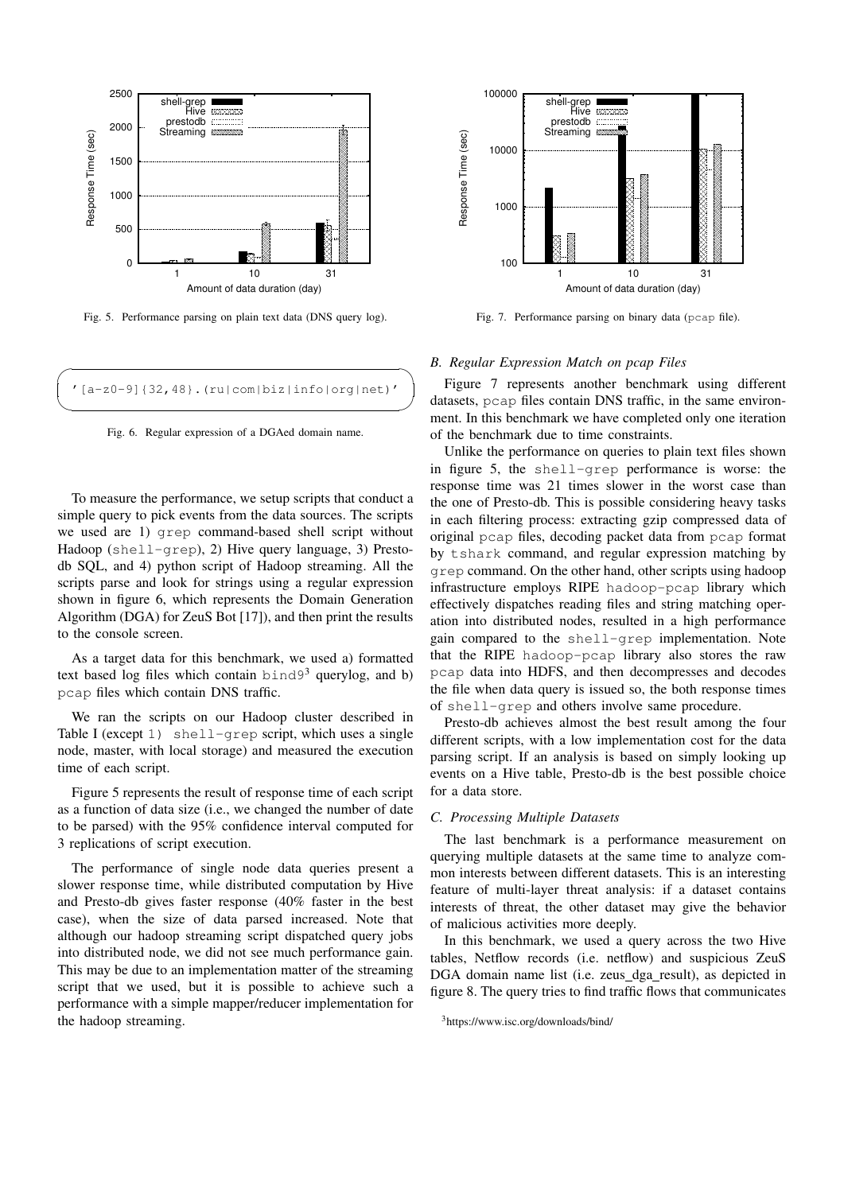Fig. 5. Performance parsing on plain text data (DNS query log).

```
'[a-z0-9]{32,48}.(ru|com|biz|info|org|net)'
```

Fig. 6. Regular expression of a DGAed domain name.

To measure the performance, we setup scripts that conduct a simple query to pick events from the data sources. The scripts we used are 1) `grep` command-based shell script without Hadoop (`shell-grep`), 2) Hive query language, 3) Presto-db SQL, and 4) python script of Hadoop streaming. All the scripts parse and look for strings using a regular expression shown in figure 6, which represents the Domain Generation Algorithm (DGA) for ZeuS Bot [17]), and then print the results to the console screen.

As a target data for this benchmark, we used a) formatted text based log files which contain `bind9`[3] querylog, and b) `pcap` files which contain DNS traffic.

We ran the scripts on our Hadoop cluster described in Table I (except `1) shell-grep` script, which uses a single node, master, with local storage) and measured the execution time of each script.

Figure 5 represents the result of response time of each script as a function of data size (i.e., we changed the number of date to be parsed) with the 95% confidence interval computed for 3 replications of script execution.

The performance of single node data queries present a slower response time, while distributed computation by Hive and Presto-db gives faster response (40% faster in the best case), when the size of data parsed increased. Note that although our hadoop streaming script dispatched query jobs into distributed node, we did not see much performance gain. This may be due to an implementation matter of the streaming script that we used, but it is possible to achieve such a performance with a simple mapper/reducer implementation for the hadoop streaming.

Fig. 7. Performance parsing on binary data (`pcap` file).

### *B. Regular Expression Match on pcap Files*

Figure 7 represents another benchmark using different datasets, `pcap` files contain DNS traffic, in the same environment. In this benchmark we have completed only one iteration of the benchmark due to time constraints.

Unlike the performance on queries to plain text files shown in figure 5, the `shell-grep` performance is worse: the response time was 21 times slower in the worst case than the one of Presto-db. This is possible considering heavy tasks in each filtering process: extracting gzip compressed data of original `pcap` files, decoding packet data from `pcap` format by `tshark` command, and regular expression matching by `grep` command. On the other hand, other scripts using hadoop infrastructure employs RIPE `hadoop-pcap` library which effectively dispatches reading files and string matching operation into distributed nodes, resulted in a high performance gain compared to the `shell-grep` implementation. Note that the RIPE `hadoop-pcap` library also stores the raw `pcap` data into HDFS, and then decompresses and decodes the file when data query is issued so, the both response times of `shell-grep` and others involve same procedure.

Presto-db achieves almost the best result among the four different scripts, with a low implementation cost for the data parsing script. If an analysis is based on simply looking up events on a Hive table, Presto-db is the best possible choice for a data store.

### *C. Processing Multiple Datasets*

The last benchmark is a performance measurement on querying multiple datasets at the same time to analyze common interests between different datasets. This is an interesting feature of multi-layer threat analysis: if a dataset contains interests of threat, the other dataset may give the behavior of malicious activities more deeply.

In this benchmark, we used a query across the two Hive tables, Netflow records (i.e. netflow) and suspicious ZeuS DGA domain name list (i.e. zeus_dga_result), as depicted in figure 8. The query tries to find traffic flows that communicates

[3] https://www.isc.org/downloads/bind/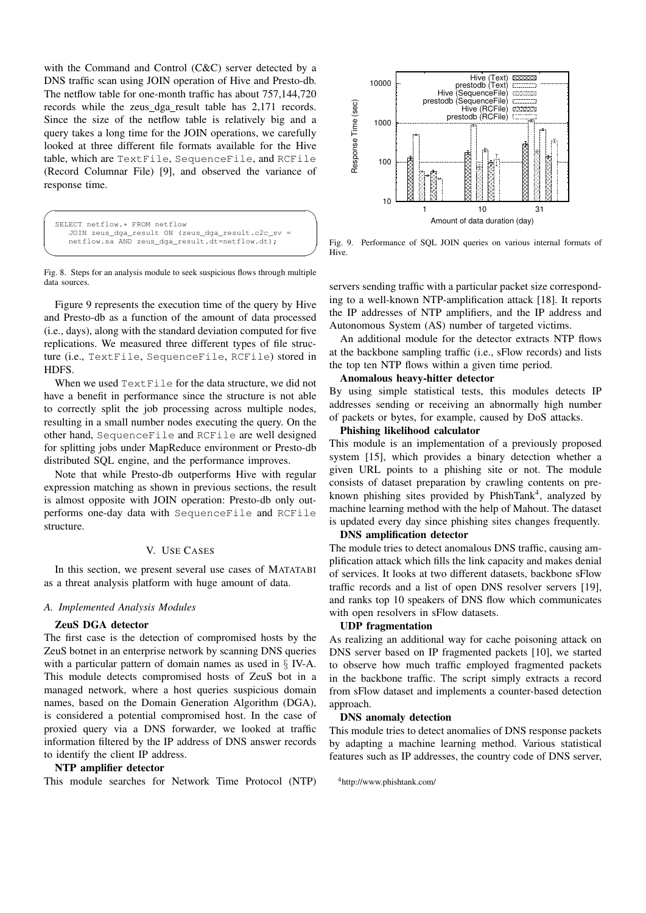with the Command and Control (C&C) server detected by a DNS traffic scan using JOIN operation of Hive and Presto-db. The netflow table for one-month traffic has about 757,144,720 records while the zeus_dga_result table has 2,171 records. Since the size of the netflow table is relatively big and a query takes a long time for the JOIN operations, we carefully looked at three different file formats available for the Hive table, which are `TextFile`, `SequenceFile`, and `RCFile` (Record Columnar File) [9], and observed the variance of response time.

```
SELECT netflow.* FROM netflow
    JOIN zeus_dga_result ON (zeus_dga_result.c2c_sv =
    netflow.sa AND zeus_dga_result.dt=netflow.dt);
```

Fig. 8. Steps for an analysis module to seek suspicious flows through multiple data sources.

Figure 9 represents the execution time of the query by Hive and Presto-db as a function of the amount of data processed (i.e., days), along with the standard deviation computed for five replications. We measured three different types of file structure (i.e., `TextFile`, `SequenceFile`, `RCFile`) stored in HDFS.

When we used `TextFile` for the data structure, we did not have a benefit in performance since the structure is not able to correctly split the job processing across multiple nodes, resulting in a small number nodes executing the query. On the other hand, `SequenceFile` and `RCFile` are well designed for splitting jobs under MapReduce environment or Presto-db distributed SQL engine, and the performance improves.

Note that while Presto-db outperforms Hive with regular expression matching as shown in previous sections, the result is almost opposite with JOIN operation: Presto-db only outperforms one-day data with `SequenceFile` and `RCFile` structure.

## V. Use Cases

In this section, we present several use cases of MATATABI as a threat analysis platform with huge amount of data.

### A. Implemented Analysis Modules

**ZeuS DGA detector**

The first case is the detection of compromised hosts by the ZeuS botnet in an enterprise network by scanning DNS queries with a particular pattern of domain names as used in § IV-A. This module detects compromised hosts of ZeuS bot in a managed network, where a host queries suspicious domain names, based on the Domain Generation Algorithm (DGA), is considered a potential compromised host. In the case of proxied query via a DNS forwarder, we looked at traffic information filtered by the IP address of DNS answer records to identify the client IP address.

**NTP amplifier detector**

This module searches for Network Time Protocol (NTP) servers sending traffic with a particular packet size corresponding to a well-known NTP-amplification attack [18]. It reports the IP addresses of NTP amplifiers, and the IP address and Autonomous System (AS) number of targeted victims.

An additional module for the detector extracts NTP flows at the backbone sampling traffic (i.e., sFlow records) and lists the top ten NTP flows within a given time period.

**Anomalous heavy-hitter detector**

By using simple statistical tests, this modules detects IP addresses sending or receiving an abnormally high number of packets or bytes, for example, caused by DoS attacks.

**Phishing likelihood calculator**

This module is an implementation of a previously proposed system [15], which provides a binary detection whether a given URL points to a phishing site or not. The module consists of dataset preparation by crawling contents on pre-known phishing sites provided by PhishTank[4], analyzed by machine learning method with the help of Mahout. The dataset is updated every day since phishing sites changes frequently.

**DNS amplification detector**

The module tries to detect anomalous DNS traffic, causing amplification attack which fills the link capacity and makes denial of services. It looks at two different datasets, backbone sFlow traffic records and a list of open DNS resolver servers [19], and ranks top 10 speakers of DNS flow which communicates with open resolvers in sFlow datasets.

**UDP fragmentation**

As realizing an additional way for cache poisoning attack on DNS server based on IP fragmented packets [10], we started to observe how much traffic employed fragmented packets in the backbone traffic. The script simply extracts a record from sFlow dataset and implements a counter-based detection approach.

**DNS anomaly detection**

This module tries to detect anomalies of DNS response packets by adapting a machine learning method. Various statistical features such as IP addresses, the country code of DNS server,

Fig. 9. Performance of SQL JOIN queries on various internal formats of Hive.

[4] http://www.phishtank.com/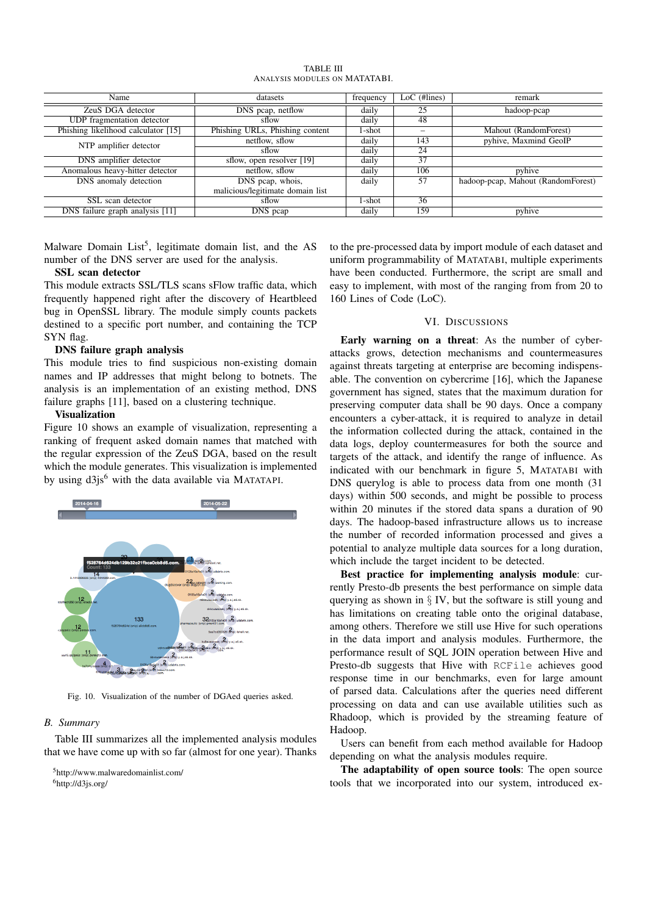TABLE III
ANALYSIS MODULES ON MATATABI.

| Name | datasets | frequency | LoC (#lines) | remark |
|---|---|---|---|---|
| ZeuS DGA detector | DNS pcap, netflow | daily | 25 | hadoop-pcap |
| UDP fragmentation detector | sflow | daily | 48 | |
| Phishing likelihood calculator [15] | Phishing URLs, Phishing content | 1-shot | – | Mahout (RandomForest) |
| NTP amplifier detector | netflow, sflow | daily | 143 | pyhive, Maxmind GeoIP |
| | sflow | daily | 24 | |
| DNS amplifier detector | sflow, open resolver [19] | daily | 37 | |
| Anomalous heavy-hitter detector | netflow, sflow | daily | 106 | pyhive |
| DNS anomaly detection | DNS pcap, whois, malicious/legitimate domain list | daily | 57 | hadoop-pcap, Mahout (RandomForest) |
| SSL scan detector | sflow | 1-shot | 36 | |
| DNS failure graph analysis [11] | DNS pcap | daily | 159 | pyhive |

Malware Domain List[5], legitimate domain list, and the AS number of the DNS server are used for the analysis.

**SSL scan detector**

This module extracts SSL/TLS scans sFlow traffic data, which frequently happened right after the discovery of Heartbleed bug in OpenSSL library. The module simply counts packets destined to a specific port number, and containing the TCP SYN flag.

**DNS failure graph analysis**

This module tries to find suspicious non-existing domain names and IP addresses that might belong to botnets. The analysis is an implementation of an existing method, DNS failure graphs [11], based on a clustering technique.

**Visualization**

Figure 10 shows an example of visualization, representing a ranking of frequent asked domain names that matched with the regular expression of the ZeuS DGA, based on the result which the module generates. This visualization is implemented by using d3js[6] with the data available via MATATAPI.

Fig. 10. Visualization of the number of DGAed queries asked.

### B. Summary

Table III summarizes all the implemented analysis modules that we have come up with so far (almost for one year). Thanks to the pre-processed data by import module of each dataset and uniform programmability of MATATABI, multiple experiments have been conducted. Furthermore, the script are small and easy to implement, with most of the ranging from from 20 to 160 Lines of Code (LoC).

[5]http://www.malwaredomainlist.com/

[6]http://d3js.org/

## VI. DISCUSSIONS

**Early warning on a threat**: As the number of cyber-attacks grows, detection mechanisms and countermeasures against threats targeting at enterprise are becoming indispensable. The convention on cybercrime [16], which the Japanese government has signed, states that the maximum duration for preserving computer data shall be 90 days. Once a company encounters a cyber-attack, it is required to analyze in detail the information collected during the attack, contained in the data logs, deploy countermeasures for both the source and targets of the attack, and identify the range of influence. As indicated with our benchmark in figure 5, MATATABI with DNS querylog is able to process data from one month (31 days) within 500 seconds, and might be possible to process within 20 minutes if the stored data spans a duration of 90 days. The hadoop-based infrastructure allows us to increase the number of recorded information processed and gives a potential to analyze multiple data sources for a long duration, which include the target incident to be detected.

**Best practice for implementing analysis module**: currently Presto-db presents the best performance on simple data querying as shown in § IV, but the software is still young and has limitations on creating table onto the original database, among others. Therefore we still use Hive for such operations in the data import and analysis modules. Furthermore, the performance result of SQL JOIN operation between Hive and Presto-db suggests that Hive with `RCFile` achieves good response time in our benchmarks, even for large amount of parsed data. Calculations after the queries need different processing on data and can use available utilities such as Rhadoop, which is provided by the streaming feature of Hadoop.

Users can benefit from each method available for Hadoop depending on what the analysis modules require.

**The adaptability of open source tools**: The open source tools that we incorporated into our system, introduced ex-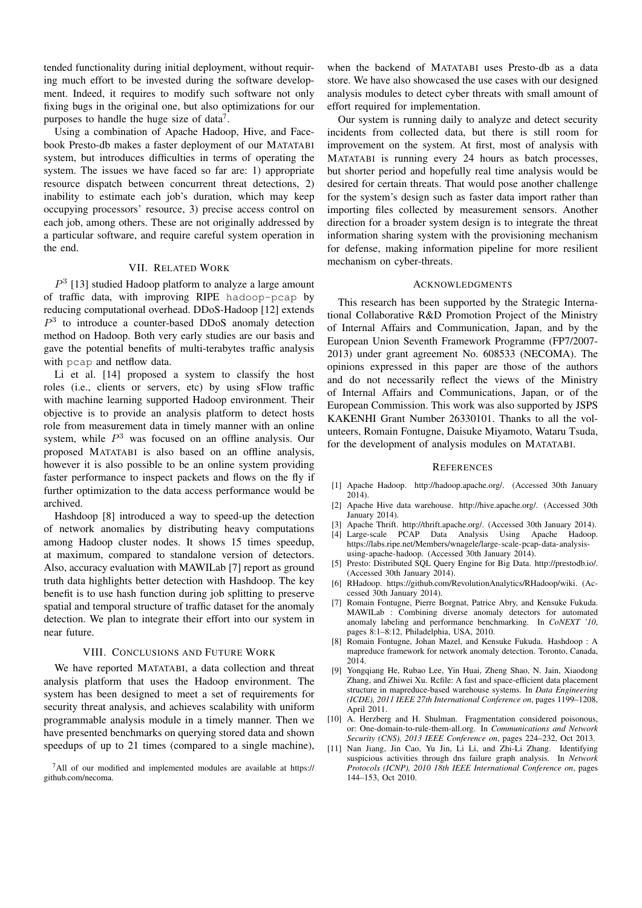tended functionality during initial deployment, without requiring much effort to be invested during the software development. Indeed, it requires to modify such software not only fixing bugs in the original one, but also optimizations for our purposes to handle the huge size of data[7].

Using a combination of Apache Hadoop, Hive, and Facebook Presto-db makes a faster deployment of our MATATABI system, but introduces difficulties in terms of operating the system. The issues we have faced so far are: 1) appropriate resource dispatch between concurrent threat detections, 2) inability to estimate each job's duration, which may keep occupying processors' resource, 3) precise access control on each job, among others. These are not originally addressed by a particular software, and require careful system operation in the end.

## VII. Related Work

$P^3$ [13] studied Hadoop platform to analyze a large amount of traffic data, with improving RIPE `hadoop-pcap` by reducing computational overhead. DDoS-Hadoop [12] extends $P^3$ to introduce a counter-based DDoS anomaly detection method on Hadoop. Both very early studies are our basis and gave the potential benefits of multi-terabytes traffic analysis with `pcap` and netflow data.

Li et al. [14] proposed a system to classify the host roles (i.e., clients or servers, etc) by using sFlow traffic with machine learning supported Hadoop environment. Their objective is to provide an analysis platform to detect hosts role from measurement data in timely manner with an online system, while $P^3$ was focused on an offline analysis. Our proposed MATATABI is also based on an offline analysis, however it is also possible to be an online system providing faster performance to inspect packets and flows on the fly if further optimization to the data access performance would be archived.

Hashdoop [8] introduced a way to speed-up the detection of network anomalies by distributing heavy computations among Hadoop cluster nodes. It shows 15 times speedup, at maximum, compared to standalone version of detectors. Also, accuracy evaluation with MAWILab [7] report as ground truth data highlights better detection with Hashdoop. The key benefit is to use hash function during job splitting to preserve spatial and temporal structure of traffic dataset for the anomaly detection. We plan to integrate their effort into our system in near future.

## VIII. Conclusions and Future Work

We have reported MATATABI, a data collection and threat analysis platform that uses the Hadoop environment. The system has been designed to meet a set of requirements for security threat analysis, and achieves scalability with uniform programmable analysis module in a timely manner. Then we have presented benchmarks on querying stored data and shown speedups of up to 21 times (compared to a single machine), when the backend of MATATABI uses Presto-db as a data store. We have also showcased the use cases with our designed analysis modules to detect cyber threats with small amount of effort required for implementation.

Our system is running daily to analyze and detect security incidents from collected data, but there is still room for improvement on the system. At first, most of analysis with MATATABI is running every 24 hours as batch processes, but shorter period and hopefully real time analysis would be desired for certain threats. That would pose another challenge for the system's design such as faster data import rather than importing files collected by measurement sensors. Another direction for a broader system design is to integrate the threat information sharing system with the provisioning mechanism for defense, making information pipeline for more resilient mechanism on cyber-threats.

[7] All of our modified and implemented modules are available at https://github.com/necoma.

## Acknowledgments

This research has been supported by the Strategic International Collaborative R&D Promotion Project of the Ministry of Internal Affairs and Communication, Japan, and by the European Union Seventh Framework Programme (FP7/2007-2013) under grant agreement No. 608533 (NECOMA). The opinions expressed in this paper are those of the authors and do not necessarily reflect the views of the Ministry of Internal Affairs and Communications, Japan, or of the European Commission. This work was also supported by JSPS KAKENHI Grant Number 26330101. Thanks to all the volunteers, Romain Fontugne, Daisuke Miyamoto, Wataru Tsuda, for the development of analysis modules on MATATABI.

## References

[1] Apache Hadoop. http://hadoop.apache.org/. (Accessed 30th January 2014).

[2] Apache Hive data warehouse. http://hive.apache.org/. (Accessed 30th January 2014).

[3] Apache Thrift. http://thrift.apache.org/. (Accessed 30th January 2014).

[4] Large-scale PCAP Data Analysis Using Apache Hadoop. https://labs.ripe.net/Members/wnagele/large-scale-pcap-data-analysis-using-apache-hadoop. (Accessed 30th January 2014).

[5] Presto: Distributed SQL Query Engine for Big Data. http://prestodb.io/. (Accessed 30th January 2014).

[6] RHadoop. https://github.com/RevolutionAnalytics/RHadoop/wiki. (Accessed 30th January 2014).

[7] Romain Fontugne, Pierre Borgnat, Patrice Abry, and Kensuke Fukuda. MAWILab : Combining diverse anomaly detectors for automated anomaly labeling and performance benchmarking. In *CoNEXT '10*, pages 8:1–8:12, Philadelphia, USA, 2010.

[8] Romain Fontugne, Johan Mazel, and Kensuke Fukuda. Hashdoop : A mapreduce framework for network anomaly detection. Toronto, Canada, 2014.

[9] Yongqiang He, Rubao Lee, Yin Huai, Zheng Shao, N. Jain, Xiaodong Zhang, and Zhiwei Xu. Rcfile: A fast and space-efficient data placement structure in mapreduce-based warehouse systems. In *Data Engineering (ICDE), 2011 IEEE 27th International Conference on*, pages 1199–1208, April 2011.

[10] A. Herzberg and H. Shulman. Fragmentation considered poisonous, or: One-domain-to-rule-them-all.org. In *Communications and Network Security (CNS), 2013 IEEE Conference on*, pages 224–232, Oct 2013.

[11] Nan Jiang, Jin Cao, Yu Jin, Li Li, and Zhi-Li Zhang. Identifying suspicious activities through dns failure graph analysis. In *Network Protocols (ICNP), 2010 18th IEEE International Conference on*, pages 144–153, Oct 2010.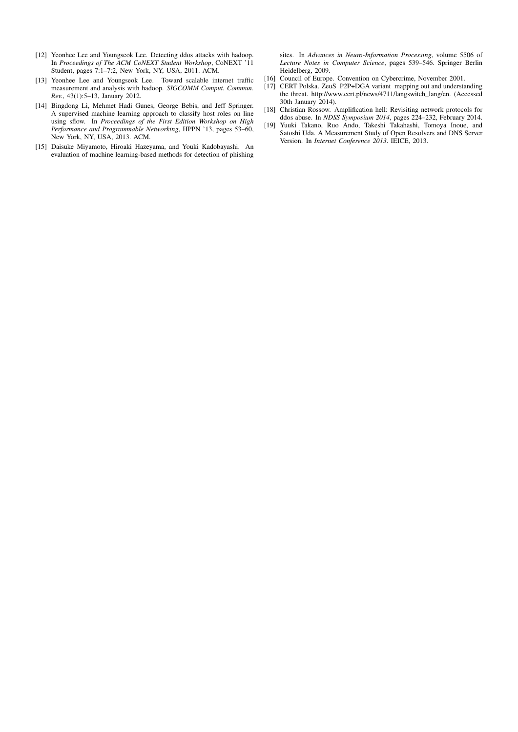[12] Yeonhee Lee and Youngseok Lee. Detecting ddos attacks with hadoop. In *Proceedings of The ACM CoNEXT Student Workshop*, CoNEXT '11 Student, pages 7:1–7:2, New York, NY, USA, 2011. ACM.

[13] Yeonhee Lee and Youngseok Lee. Toward scalable internet traffic measurement and analysis with hadoop. *SIGCOMM Comput. Commun. Rev.*, 43(1):5–13, January 2012.

[14] Bingdong Li, Mehmet Hadi Gunes, George Bebis, and Jeff Springer. A supervised machine learning approach to classify host roles on line using sflow. In *Proceedings of the First Edition Workshop on High Performance and Programmable Networking*, HPPN '13, pages 53–60, New York, NY, USA, 2013. ACM.

[15] Daisuke Miyamoto, Hiroaki Hazeyama, and Youki Kadobayashi. An evaluation of machine learning-based methods for detection of phishing sites. In *Advances in Neuro-Information Processing*, volume 5506 of *Lecture Notes in Computer Science*, pages 539–546. Springer Berlin Heidelberg, 2009.

[16] Council of Europe. Convention on Cybercrime, November 2001.

[17] CERT Polska. ZeuS P2P+DGA variant mapping out and understanding the threat. http://www.cert.pl/news/4711/langswitch_lang/en. (Accessed 30th January 2014).

[18] Christian Rossow. Amplification hell: Revisiting network protocols for ddos abuse. In *NDSS Symposium 2014*, pages 224–232, February 2014.

[19] Yuuki Takano, Ruo Ando, Takeshi Takahashi, Tomoya Inoue, and Satoshi Uda. A Measurement Study of Open Resolvers and DNS Server Version. In *Internet Conference 2013*. IEICE, 2013.